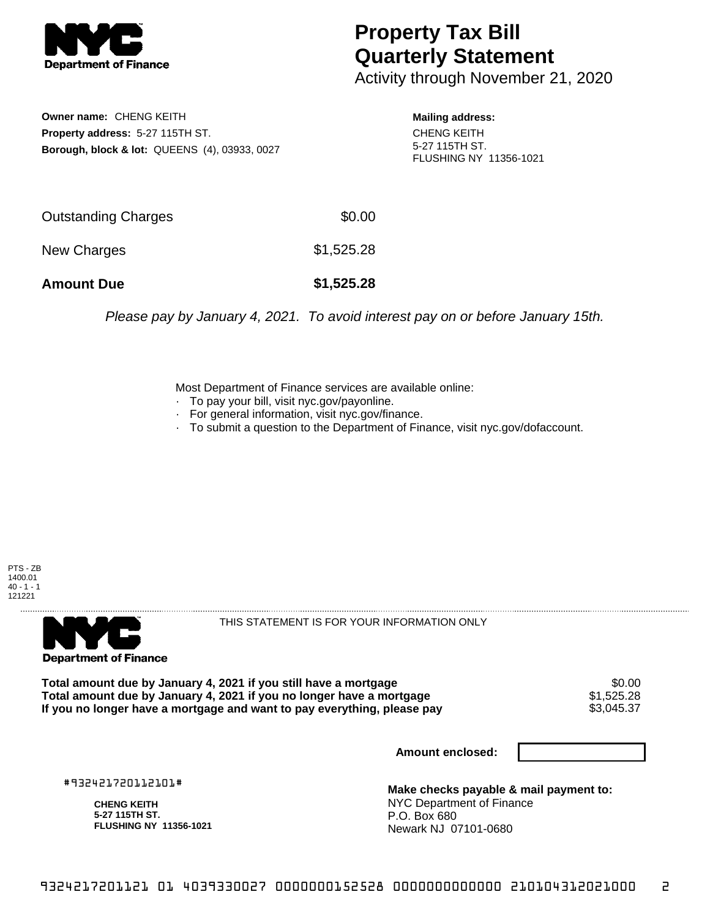# Property Tax Bill Quarterly Statement

Activity through November 21, 2020

**Owner name:** CHENG KEITH
**Property address:** 5-27 115TH ST.
**Borough, block & lot:** QUEENS (4), 03933, 0027

**Mailing address:**
CHENG KEITH
5-27 115TH ST.
FLUSHING NY 11356-1021

| | |
|---|---|
| Outstanding Charges | $0.00 |
| New Charges | $1,525.28 |
| **Amount Due** | **$1,525.28** |

*Please pay by January 4, 2021. To avoid interest pay on or before January 15th.*

Most Department of Finance services are available online:
- To pay your bill, visit nyc.gov/payonline.
- For general information, visit nyc.gov/finance.
- To submit a question to the Department of Finance, visit nyc.gov/dofaccount.

PTS - ZB
1400.01
40 - 1 - 1
121221

THIS STATEMENT IS FOR YOUR INFORMATION ONLY

| | |
|---|---|
| **Total amount due by January 4, 2021 if you still have a mortgage** | $0.00 |
| **Total amount due by January 4, 2021 if you no longer have a mortgage** | $1,525.28 |
| **If you no longer have a mortgage and want to pay everything, please pay** | $3,045.37 |

**Amount enclosed:**

#932421720112101#

**CHENG KEITH**
**5-27 115TH ST.**
**FLUSHING NY 11356-1021**

**Make checks payable & mail payment to:**
NYC Department of Finance
P.O. Box 680
Newark NJ 07101-0680

9324217201121 01 4039330027 0000000152528 0000000000000 210104312021000 2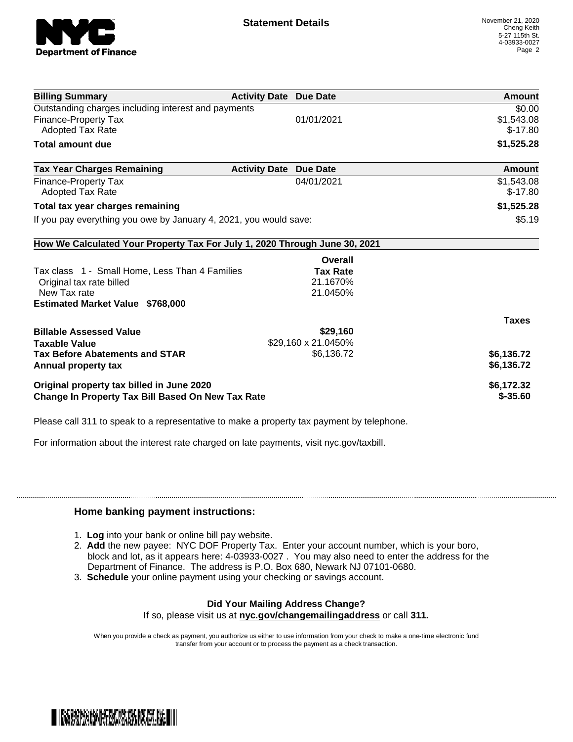## Statement Details

November 21, 2020
Cheng Keith
5-27 115th St.
4-03933-0027

| Billing Summary | Activity Date | Due Date | Amount |
|---|---|---|---|
| Outstanding charges including interest and payments | | | $0.00 |
| Finance-Property Tax | | 01/01/2021 | $1,543.08 |
| Adopted Tax Rate | | | $-17.80 |
| **Total amount due** | | | **$1,525.28** |

| Tax Year Charges Remaining | Activity Date | Due Date | Amount |
|---|---|---|---|
| Finance-Property Tax | | 04/01/2021 | $1,543.08 |
| Adopted Tax Rate | | | $-17.80 |
| **Total tax year charges remaining** | | | **$1,525.28** |
| If you pay everything you owe by January 4, 2021, you would save: | | | $5.19 |

### How We Calculated Your Property Tax For July 1, 2020 Through June 30, 2021

| | Overall Tax Rate | Taxes |
|---|---|---|
| Tax class 1 - Small Home, Less Than 4 Families | | |
| Original tax rate billed | 21.1670% | |
| New Tax rate | 21.0450% | |
| **Estimated Market Value $768,000** | | |
| **Billable Assessed Value** | **$29,160** | |
| **Taxable Value** | $29,160 x 21.0450% | |
| **Tax Before Abatements and STAR** | $6,136.72 | **$6,136.72** |
| **Annual property tax** | | **$6,136.72** |
| **Original property tax billed in June 2020** | | **$6,172.32** |
| **Change In Property Tax Bill Based On New Tax Rate** | | **$-35.60** |

Please call 311 to speak to a representative to make a property tax payment by telephone.

For information about the interest rate charged on late payments, visit nyc.gov/taxbill.

### Home banking payment instructions:

1. **Log** into your bank or online bill pay website.
2. **Add** the new payee: NYC DOF Property Tax. Enter your account number, which is your boro, block and lot, as it appears here: 4-03933-0027 . You may also need to enter the address for the Department of Finance. The address is P.O. Box 680, Newark NJ 07101-0680.
3. **Schedule** your online payment using your checking or savings account.

**Did Your Mailing Address Change?**
If so, please visit us at **nyc.gov/changemailingaddress** or call **311.**

When you provide a check as payment, you authorize us either to use information from your check to make a one-time electronic fund transfer from your account or to process the payment as a check transaction.